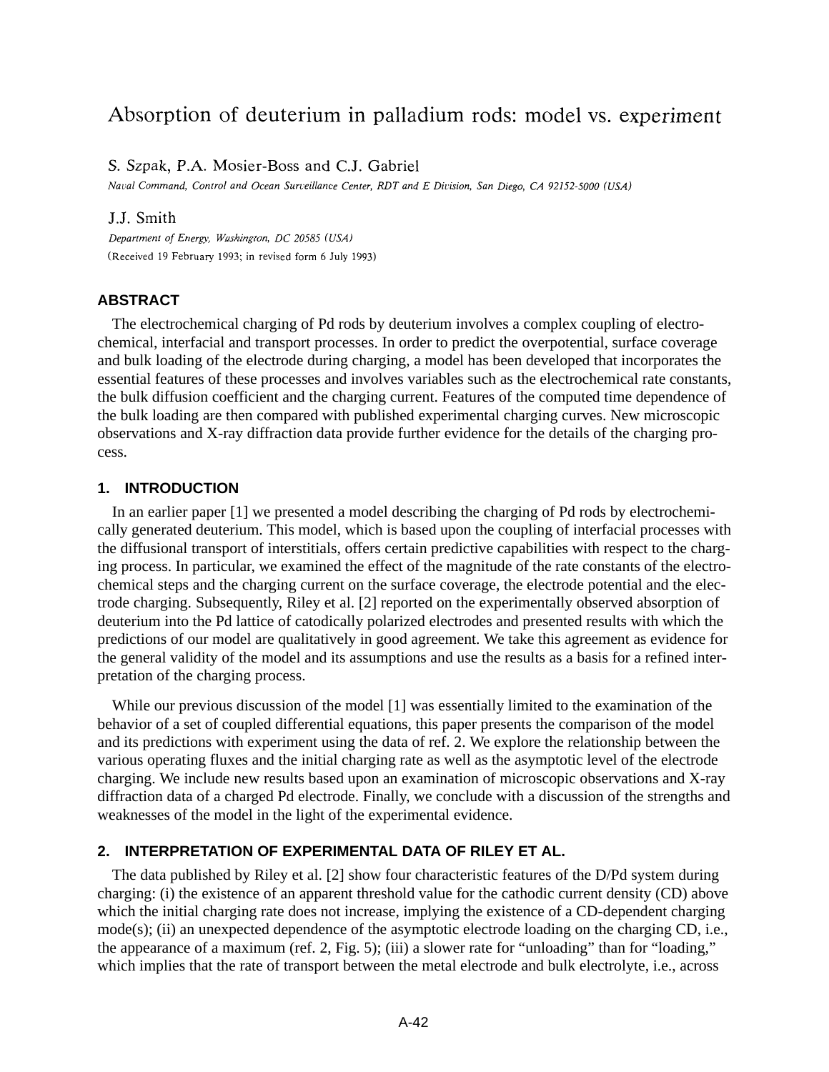# Absorption of deuterium in palladium rods: model vs. experiment

S. Szpak, P.A. Mosier-Boss and C.J. Gabriel

*Naval Command, Control and Ocean Surveillance Center, RDT and E Division, San Diego, CA 92152-5000 (USA)*

J.J. Smith

*Department of Energy, Washington, DC 20585 (USA)*

(Received 19 February 1993; in revised form 6 July 1993)

## ABSTRACT

The electrochemical charging of Pd rods by deuterium involves a complex coupling of electrochemical, interfacial and transport processes. In order to predict the overpotential, surface coverage and bulk loading of the electrode during charging, a model has been developed that incorporates the essential features of these processes and involves variables such as the electrochemical rate constants, the bulk diffusion coefficient and the charging current. Features of the computed time dependence of the bulk loading are then compared with published experimental charging curves. New microscopic observations and X-ray diffraction data provide further evidence for the details of the charging process.

## 1. INTRODUCTION

In an earlier paper [1] we presented a model describing the charging of Pd rods by electrochemically generated deuterium. This model, which is based upon the coupling of interfacial processes with the diffusional transport of interstitials, offers certain predictive capabilities with respect to the charging process. In particular, we examined the effect of the magnitude of the rate constants of the electrochemical steps and the charging current on the surface coverage, the electrode potential and the electrode charging. Subsequently, Riley et al. [2] reported on the experimentally observed absorption of deuterium into the Pd lattice of catodically polarized electrodes and presented results with which the predictions of our model are qualitatively in good agreement. We take this agreement as evidence for the general validity of the model and its assumptions and use the results as a basis for a refined interpretation of the charging process.

While our previous discussion of the model [1] was essentially limited to the examination of the behavior of a set of coupled differential equations, this paper presents the comparison of the model and its predictions with experiment using the data of ref. 2. We explore the relationship between the various operating fluxes and the initial charging rate as well as the asymptotic level of the electrode charging. We include new results based upon an examination of microscopic observations and X-ray diffraction data of a charged Pd electrode. Finally, we conclude with a discussion of the strengths and weaknesses of the model in the light of the experimental evidence.

## 2. INTERPRETATION OF EXPERIMENTAL DATA OF RILEY ET AL.

The data published by Riley et al. [2] show four characteristic features of the D/Pd system during charging: (i) the existence of an apparent threshold value for the cathodic current density (CD) above which the initial charging rate does not increase, implying the existence of a CD-dependent charging mode(s); (ii) an unexpected dependence of the asymptotic electrode loading on the charging CD, i.e., the appearance of a maximum (ref. 2, Fig. 5); (iii) a slower rate for "unloading" than for "loading," which implies that the rate of transport between the metal electrode and bulk electrolyte, i.e., across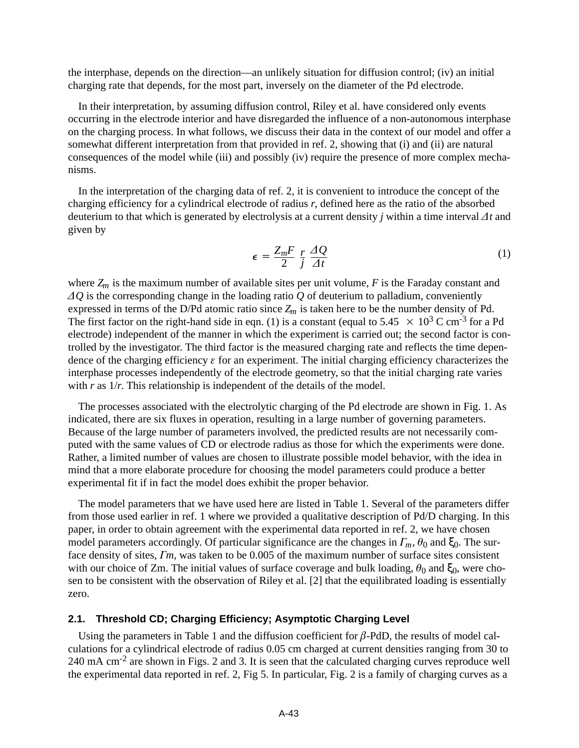the interphase, depends on the direction—an unlikely situation for diffusion control; (iv) an initial charging rate that depends, for the most part, inversely on the diameter of the Pd electrode.

In their interpretation, by assuming diffusion control, Riley et al. have considered only events occurring in the electrode interior and have disregarded the influence of a non-autonomous interphase on the charging process. In what follows, we discuss their data in the context of our model and offer a somewhat different interpretation from that provided in ref. 2, showing that (i) and (ii) are natural consequences of the model while (iii) and possibly (iv) require the presence of more complex mechanisms.

In the interpretation of the charging data of ref. 2, it is convenient to introduce the concept of the charging efficiency for a cylindrical electrode of radius $r$, defined here as the ratio of the absorbed deuterium to that which is generated by electrolysis at a current density $j$ within a time interval $\Delta t$ and given by

$$\epsilon = \frac{Z_m F}{2} \, \frac{r}{j} \, \frac{\Delta Q}{\Delta t} \tag{1}$$

where $Z_m$ is the maximum number of available sites per unit volume, $F$ is the Faraday constant and $\Delta Q$ is the corresponding change in the loading ratio $Q$ of deuterium to palladium, conveniently expressed in terms of the D/Pd atomic ratio since $Z_m$ is taken here to be the number density of Pd. The first factor on the right-hand side in eqn. (1) is a constant (equal to $5.45 \times 10^3$ C cm$^{-3}$ for a Pd electrode) independent of the manner in which the experiment is carried out; the second factor is controlled by the investigator. The third factor is the measured charging rate and reflects the time dependence of the charging efficiency $\varepsilon$ for an experiment. The initial charging efficiency characterizes the interphase processes independently of the electrode geometry, so that the initial charging rate varies with $r$ as $1/r$. This relationship is independent of the details of the model.

The processes associated with the electrolytic charging of the Pd electrode are shown in Fig. 1. As indicated, there are six fluxes in operation, resulting in a large number of governing parameters. Because of the large number of parameters involved, the predicted results are not necessarily computed with the same values of CD or electrode radius as those for which the experiments were done. Rather, a limited number of values are chosen to illustrate possible model behavior, with the idea in mind that a more elaborate procedure for choosing the model parameters could produce a better experimental fit if in fact the model does exhibit the proper behavior.

The model parameters that we have used here are listed in Table 1. Several of the parameters differ from those used earlier in ref. 1 where we provided a qualitative description of Pd/D charging. In this paper, in order to obtain agreement with the experimental data reported in ref. 2, we have chosen model parameters accordingly. Of particular significance are the changes in $\Gamma_m$, $\theta_0$ and $\xi_0$. The surface density of sites, $\Gamma m$, was taken to be 0.005 of the maximum number of surface sites consistent with our choice of Zm. The initial values of surface coverage and bulk loading, $\theta_0$ and $\xi_0$, were chosen to be consistent with the observation of Riley et al. [2] that the equilibrated loading is essentially zero.

### 2.1. Threshold CD; Charging Efficiency; Asymptotic Charging Level

Using the parameters in Table 1 and the diffusion coefficient for $\beta$-PdD, the results of model calculations for a cylindrical electrode of radius 0.05 cm charged at current densities ranging from 30 to 240 mA cm$^{-2}$ are shown in Figs. 2 and 3. It is seen that the calculated charging curves reproduce well the experimental data reported in ref. 2, Fig 5. In particular, Fig. 2 is a family of charging curves as a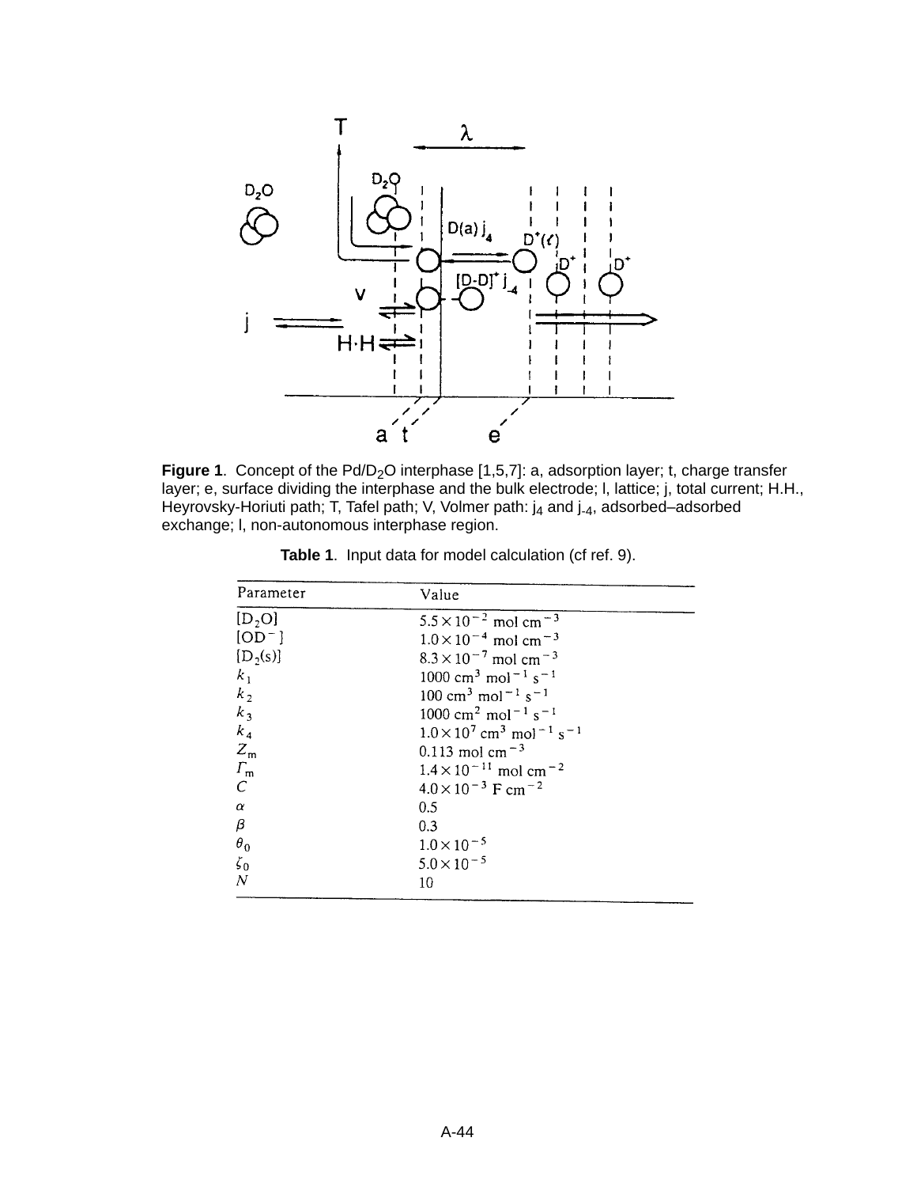**Figure 1**. Concept of the Pd/$D_2O$ interphase [1,5,7]: a, adsorption layer; t, charge transfer layer; e, surface dividing the interphase and the bulk electrode; l, lattice; j, total current; H.H., Heyrovsky-Horiuti path; T, Tafel path; V, Volmer path: $j_4$ and $j_{-4}$, adsorbed–adsorbed exchange; l, non-autonomous interphase region.

**Table 1**. Input data for model calculation (cf ref. 9).

| Parameter | Value |
|---|---|
| $[D_2O]$ | $5.5 \times 10^{-2}$ mol cm$^{-3}$ |
| $[OD^-]$ | $1.0 \times 10^{-4}$ mol cm$^{-3}$ |
| $[D_2(s)]$ | $8.3 \times 10^{-7}$ mol cm$^{-3}$ |
| $k_1$ | 1000 cm$^3$ mol$^{-1}$ s$^{-1}$ |
| $k_2$ | 100 cm$^3$ mol$^{-1}$ s$^{-1}$ |
| $k_3$ | 1000 cm$^2$ mol$^{-1}$ s$^{-1}$ |
| $k_4$ | $1.0 \times 10^7$ cm$^3$ mol$^{-1}$ s$^{-1}$ |
| $Z_m$ | 0.113 mol cm$^{-3}$ |
| $\Gamma_m$ | $1.4 \times 10^{-11}$ mol cm$^{-2}$ |
| $C$ | $4.0 \times 10^{-3}$ F cm$^{-2}$ |
| $\alpha$ | 0.5 |
| $\beta$ | 0.3 |
| $\theta_0$ | $1.0 \times 10^{-5}$ |
| $\zeta_0$ | $5.0 \times 10^{-5}$ |
| $N$ | 10 |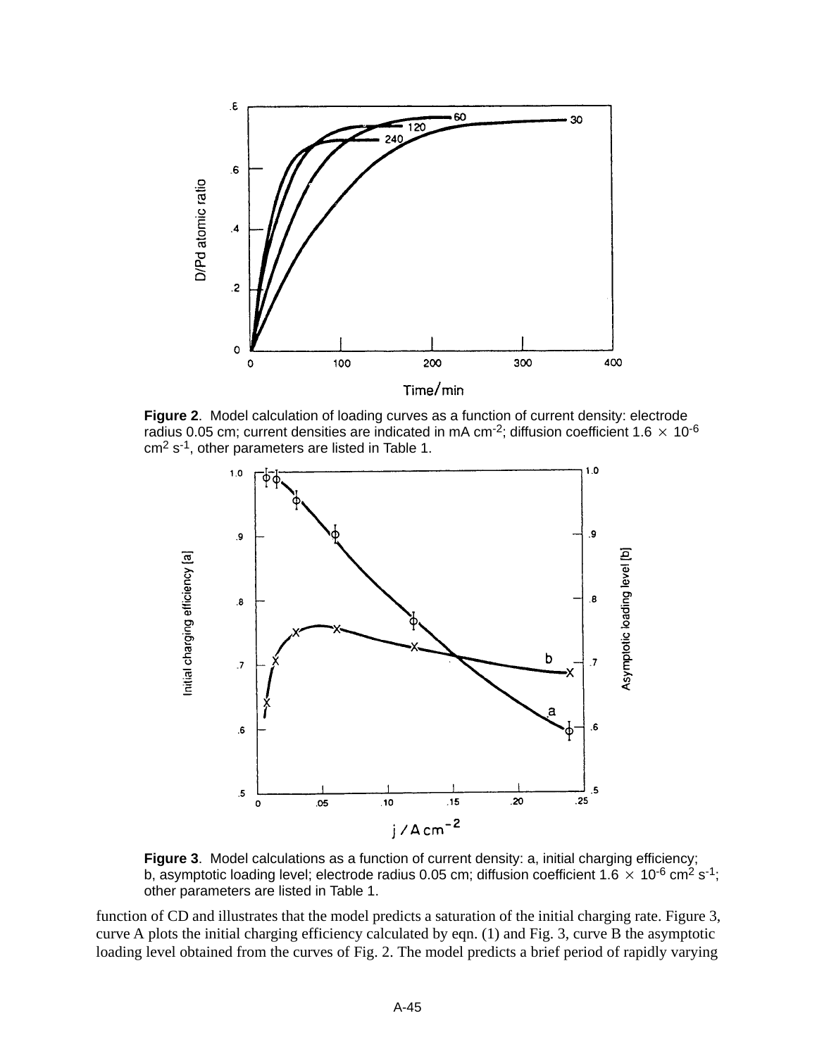**Figure 2**. Model calculation of loading curves as a function of current density: electrode radius 0.05 cm; current densities are indicated in mA cm$^{-2}$; diffusion coefficient $1.6 \times 10^{-6}$ cm$^2$ s$^{-1}$, other parameters are listed in Table 1.

**Figure 3**. Model calculations as a function of current density: a, initial charging efficiency; b, asymptotic loading level; electrode radius 0.05 cm; diffusion coefficient $1.6 \times 10^{-6}$ cm$^2$ s$^{-1}$; other parameters are listed in Table 1.

function of CD and illustrates that the model predicts a saturation of the initial charging rate. Figure 3, curve A plots the initial charging efficiency calculated by eqn. (1) and Fig. 3, curve B the asymptotic loading level obtained from the curves of Fig. 2. The model predicts a brief period of rapidly varying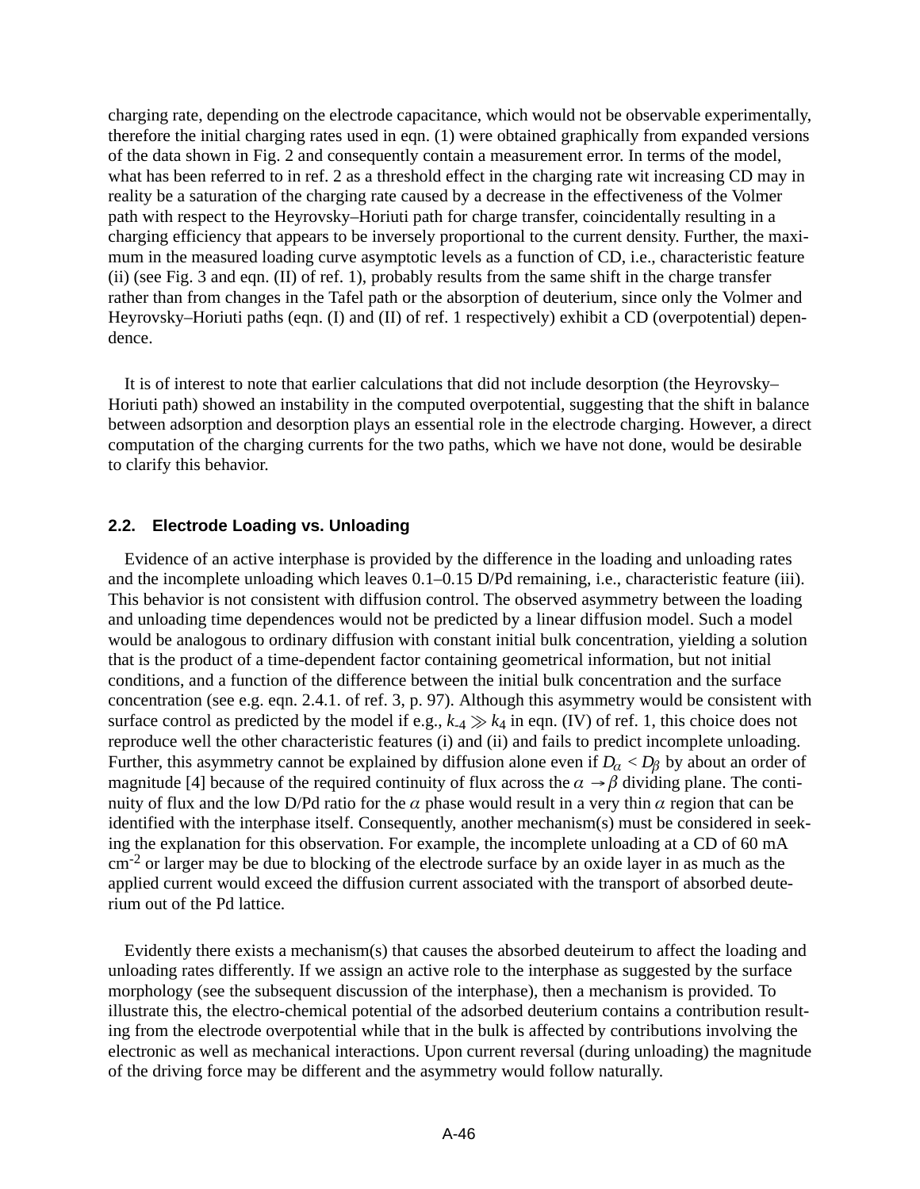charging rate, depending on the electrode capacitance, which would not be observable experimentally, therefore the initial charging rates used in eqn. (1) were obtained graphically from expanded versions of the data shown in Fig. 2 and consequently contain a measurement error. In terms of the model, what has been referred to in ref. 2 as a threshold effect in the charging rate wit increasing CD may in reality be a saturation of the charging rate caused by a decrease in the effectiveness of the Volmer path with respect to the Heyrovsky–Horiuti path for charge transfer, coincidentally resulting in a charging efficiency that appears to be inversely proportional to the current density. Further, the maximum in the measured loading curve asymptotic levels as a function of CD, i.e., characteristic feature (ii) (see Fig. 3 and eqn. (II) of ref. 1), probably results from the same shift in the charge transfer rather than from changes in the Tafel path or the absorption of deuterium, since only the Volmer and Heyrovsky–Horiuti paths (eqn. (I) and (II) of ref. 1 respectively) exhibit a CD (overpotential) dependence.

It is of interest to note that earlier calculations that did not include desorption (the Heyrovsky–Horiuti path) showed an instability in the computed overpotential, suggesting that the shift in balance between adsorption and desorption plays an essential role in the electrode charging. However, a direct computation of the charging currents for the two paths, which we have not done, would be desirable to clarify this behavior.

### 2.2. Electrode Loading vs. Unloading

Evidence of an active interphase is provided by the difference in the loading and unloading rates and the incomplete unloading which leaves 0.1–0.15 D/Pd remaining, i.e., characteristic feature (iii). This behavior is not consistent with diffusion control. The observed asymmetry between the loading and unloading time dependences would not be predicted by a linear diffusion model. Such a model would be analogous to ordinary diffusion with constant initial bulk concentration, yielding a solution that is the product of a time-dependent factor containing geometrical information, but not initial conditions, and a function of the difference between the initial bulk concentration and the surface concentration (see e.g. eqn. 2.4.1. of ref. 3, p. 97). Although this asymmetry would be consistent with surface control as predicted by the model if e.g., $k_{-4} \gg k_4$ in eqn. (IV) of ref. 1, this choice does not reproduce well the other characteristic features (i) and (ii) and fails to predict incomplete unloading. Further, this asymmetry cannot be explained by diffusion alone even if $D_\alpha < D_\beta$ by about an order of magnitude [4] because of the required continuity of flux across the $\alpha \rightarrow \beta$ dividing plane. The continuity of flux and the low D/Pd ratio for the $\alpha$ phase would result in a very thin $\alpha$ region that can be identified with the interphase itself. Consequently, another mechanism(s) must be considered in seeking the explanation for this observation. For example, the incomplete unloading at a CD of 60 mA cm$^{-2}$ or larger may be due to blocking of the electrode surface by an oxide layer in as much as the applied current would exceed the diffusion current associated with the transport of absorbed deuterium out of the Pd lattice.

Evidently there exists a mechanism(s) that causes the absorbed deuteirum to affect the loading and unloading rates differently. If we assign an active role to the interphase as suggested by the surface morphology (see the subsequent discussion of the interphase), then a mechanism is provided. To illustrate this, the electro-chemical potential of the adsorbed deuterium contains a contribution resulting from the electrode overpotential while that in the bulk is affected by contributions involving the electronic as well as mechanical interactions. Upon current reversal (during unloading) the magnitude of the driving force may be different and the asymmetry would follow naturally.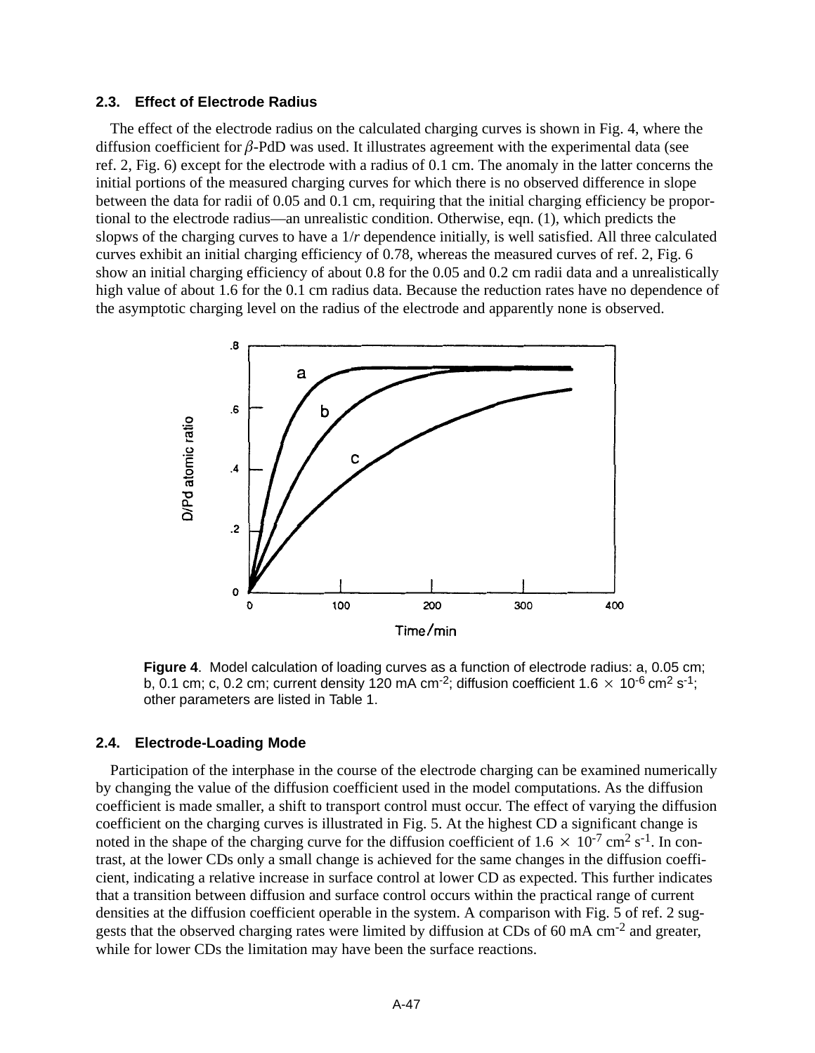### 2.3. Effect of Electrode Radius

The effect of the electrode radius on the calculated charging curves is shown in Fig. 4, where the diffusion coefficient for $\beta$-PdD was used. It illustrates agreement with the experimental data (see ref. 2, Fig. 6) except for the electrode with a radius of 0.1 cm. The anomaly in the latter concerns the initial portions of the measured charging curves for which there is no observed difference in slope between the data for radii of 0.05 and 0.1 cm, requiring that the initial charging efficiency be proportional to the electrode radius—an unrealistic condition. Otherwise, eqn. (1), which predicts the slopws of the charging curves to have a $1/r$ dependence initially, is well satisfied. All three calculated curves exhibit an initial charging efficiency of 0.78, whereas the measured curves of ref. 2, Fig. 6 show an initial charging efficiency of about 0.8 for the 0.05 and 0.2 cm radii data and a unrealistically high value of about 1.6 for the 0.1 cm radius data. Because the reduction rates have no dependence of the asymptotic charging level on the radius of the electrode and apparently none is observed.

**Figure 4**. Model calculation of loading curves as a function of electrode radius: a, 0.05 cm; b, 0.1 cm; c, 0.2 cm; current density 120 mA cm$^{-2}$; diffusion coefficient $1.6 \times 10^{-6}$ cm$^2$ s$^{-1}$; other parameters are listed in Table 1.

### 2.4. Electrode-Loading Mode

Participation of the interphase in the course of the electrode charging can be examined numerically by changing the value of the diffusion coefficient used in the model computations. As the diffusion coefficient is made smaller, a shift to transport control must occur. The effect of varying the diffusion coefficient on the charging curves is illustrated in Fig. 5. At the highest CD a significant change is noted in the shape of the charging curve for the diffusion coefficient of $1.6 \times 10^{-7}$ cm$^2$ s$^{-1}$. In contrast, at the lower CDs only a small change is achieved for the same changes in the diffusion coefficient, indicating a relative increase in surface control at lower CD as expected. This further indicates that a transition between diffusion and surface control occurs within the practical range of current densities at the diffusion coefficient operable in the system. A comparison with Fig. 5 of ref. 2 suggests that the observed charging rates were limited by diffusion at CDs of 60 mA cm$^{-2}$ and greater, while for lower CDs the limitation may have been the surface reactions.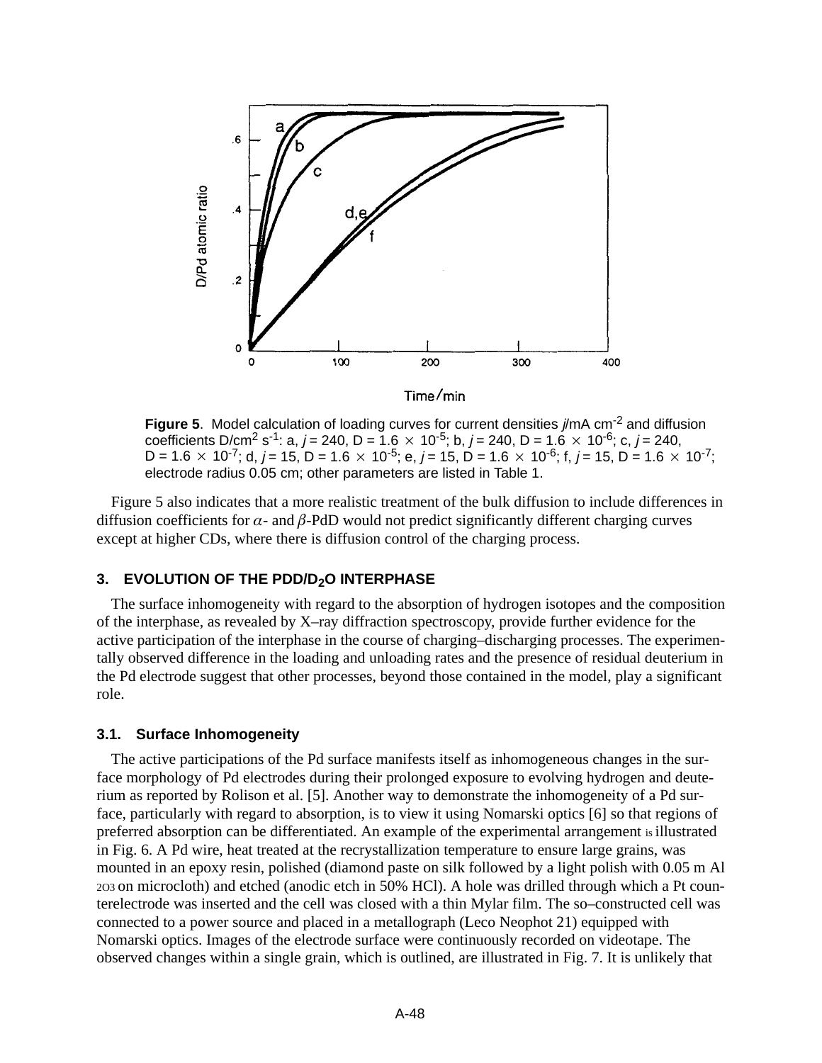Figure 5. Model calculation of loading curves for current densities *j*/mA cm$^{-2}$ and diffusion coefficients D/cm$^2$ s$^{-1}$: a, *j* = 240, D = 1.6 $\times$ 10$^{-5}$; b, *j* = 240, D = 1.6 $\times$ 10$^{-6}$; c, *j* = 240, D = 1.6 $\times$ 10$^{-7}$; d, *j* = 15, D = 1.6 $\times$ 10$^{-5}$; e, *j* = 15, D = 1.6 $\times$ 10$^{-6}$; f, *j* = 15, D = 1.6 $\times$ 10$^{-7}$; electrode radius 0.05 cm; other parameters are listed in Table 1.

Figure 5 also indicates that a more realistic treatment of the bulk diffusion to include differences in diffusion coefficients for $\alpha$- and $\beta$-PdD would not predict significantly different charging curves except at higher CDs, where there is diffusion control of the charging process.

## 3. EVOLUTION OF THE PDD/$D_2$O INTERPHASE

The surface inhomogeneity with regard to the absorption of hydrogen isotopes and the composition of the interphase, as revealed by X–ray diffraction spectroscopy, provide further evidence for the active participation of the interphase in the course of charging–discharging processes. The experimentally observed difference in the loading and unloading rates and the presence of residual deuterium in the Pd electrode suggest that other processes, beyond those contained in the model, play a significant role.

### 3.1. Surface Inhomogeneity

The active participations of the Pd surface manifests itself as inhomogeneous changes in the surface morphology of Pd electrodes during their prolonged exposure to evolving hydrogen and deuterium as reported by Rolison et al. [5]. Another way to demonstrate the inhomogeneity of a Pd surface, particularly with regard to absorption, is to view it using Nomarski optics [6] so that regions of preferred absorption can be differentiated. An example of the experimental arrangement is illustrated in Fig. 6. A Pd wire, heat treated at the recrystallization temperature to ensure large grains, was mounted in an epoxy resin, polished (diamond paste on silk followed by a light polish with 0.05 m $Al_2O_3$ on microcloth) and etched (anodic etch in 50% HCl). A hole was drilled through which a Pt counterelectrode was inserted and the cell was closed with a thin Mylar film. The so–constructed cell was connected to a power source and placed in a metallograph (Leco Neophot 21) equipped with Nomarski optics. Images of the electrode surface were continuously recorded on videotape. The observed changes within a single grain, which is outlined, are illustrated in Fig. 7. It is unlikely that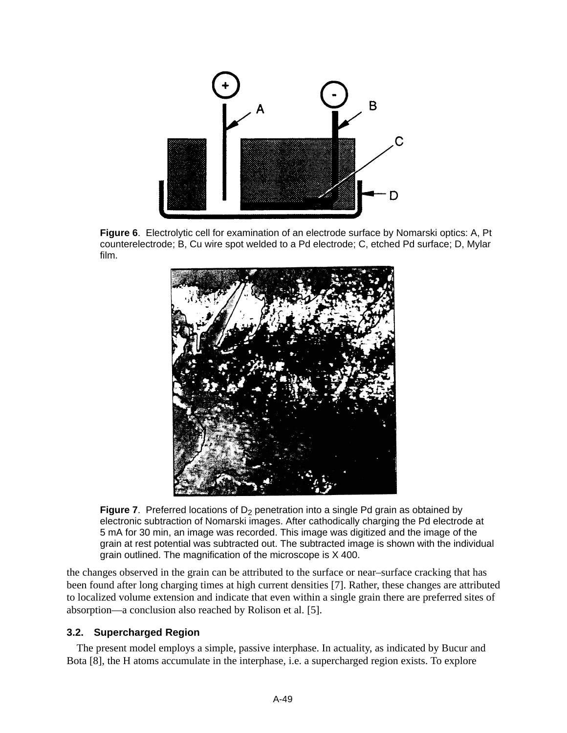**Figure 6**. Electrolytic cell for examination of an electrode surface by Nomarski optics: A, Pt counterelectrode; B, Cu wire spot welded to a Pd electrode; C, etched Pd surface; D, Mylar film.

**Figure 7**. Preferred locations of $D_2$ penetration into a single Pd grain as obtained by electronic subtraction of Nomarski images. After cathodically charging the Pd electrode at 5 mA for 30 min, an image was recorded. This image was digitized and the image of the grain at rest potential was subtracted out. The subtracted image is shown with the individual grain outlined. The magnification of the microscope is X 400.

the changes observed in the grain can be attributed to the surface or near–surface cracking that has been found after long charging times at high current densities [7]. Rather, these changes are attributed to localized volume extension and indicate that even within a single grain there are preferred sites of absorption—a conclusion also reached by Rolison et al. [5].

### 3.2. Supercharged Region

The present model employs a simple, passive interphase. In actuality, as indicated by Bucur and Bota [8], the H atoms accumulate in the interphase, i.e. a supercharged region exists. To explore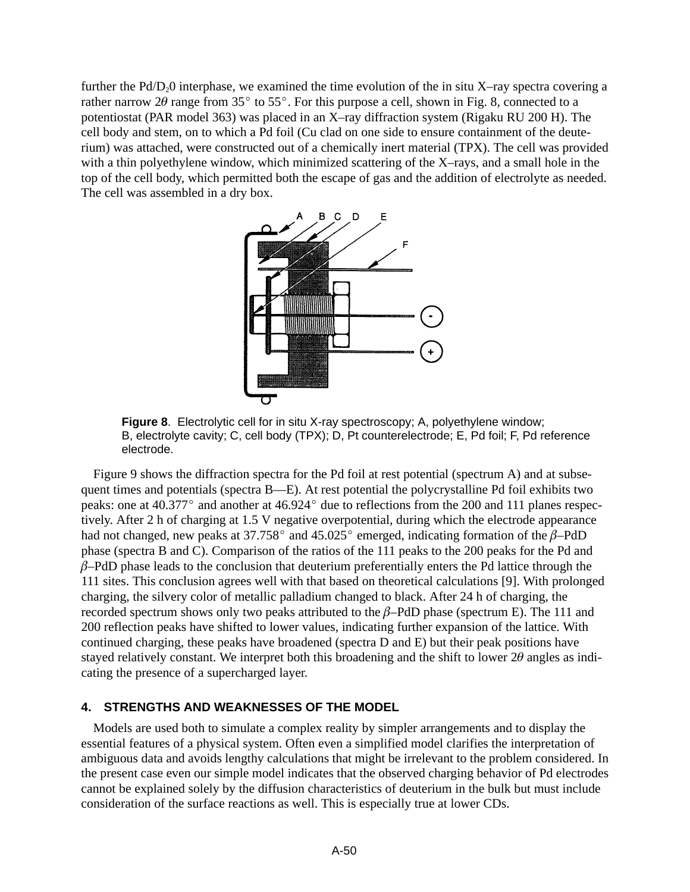further the Pd/$D_2$0 interphase, we examined the time evolution of the in situ X–ray spectra covering a rather narrow 2$\theta$ range from 35° to 55°. For this purpose a cell, shown in Fig. 8, connected to a potentiostat (PAR model 363) was placed in an X–ray diffraction system (Rigaku RU 200 H). The cell body and stem, on to which a Pd foil (Cu clad on one side to ensure containment of the deuterium) was attached, were constructed out of a chemically inert material (TPX). The cell was provided with a thin polyethylene window, which minimized scattering of the X–rays, and a small hole in the top of the cell body, which permitted both the escape of gas and the addition of electrolyte as needed. The cell was assembled in a dry box.

**Figure 8**. Electrolytic cell for in situ X-ray spectroscopy; A, polyethylene window; B, electrolyte cavity; C, cell body (TPX); D, Pt counterelectrode; E, Pd foil; F, Pd reference electrode.

Figure 9 shows the diffraction spectra for the Pd foil at rest potential (spectrum A) and at subsequent times and potentials (spectra B—E). At rest potential the polycrystalline Pd foil exhibits two peaks: one at 40.377° and another at 46.924° due to reflections from the 200 and 111 planes respectively. After 2 h of charging at 1.5 V negative overpotential, during which the electrode appearance had not changed, new peaks at 37.758° and 45.025° emerged, indicating formation of the $\beta$–PdD phase (spectra B and C). Comparison of the ratios of the 111 peaks to the 200 peaks for the Pd and $\beta$–PdD phase leads to the conclusion that deuterium preferentially enters the Pd lattice through the 111 sites. This conclusion agrees well with that based on theoretical calculations [9]. With prolonged charging, the silvery color of metallic palladium changed to black. After 24 h of charging, the recorded spectrum shows only two peaks attributed to the $\beta$–PdD phase (spectrum E). The 111 and 200 reflection peaks have shifted to lower values, indicating further expansion of the lattice. With continued charging, these peaks have broadened (spectra D and E) but their peak positions have stayed relatively constant. We interpret both this broadening and the shift to lower 2$\theta$ angles as indicating the presence of a supercharged layer.

## 4. STRENGTHS AND WEAKNESSES OF THE MODEL

Models are used both to simulate a complex reality by simpler arrangements and to display the essential features of a physical system. Often even a simplified model clarifies the interpretation of ambiguous data and avoids lengthy calculations that might be irrelevant to the problem considered. In the present case even our simple model indicates that the observed charging behavior of Pd electrodes cannot be explained solely by the diffusion characteristics of deuterium in the bulk but must include consideration of the surface reactions as well. This is especially true at lower CDs.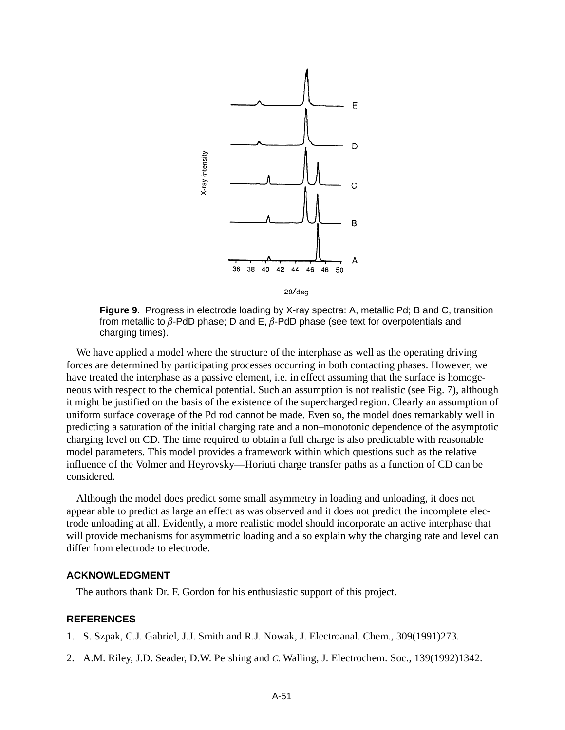**Figure 9**. Progress in electrode loading by X-ray spectra: A, metallic Pd; B and C, transition from metallic to $\beta$-PdD phase; D and E, $\beta$-PdD phase (see text for overpotentials and charging times).

We have applied a model where the structure of the interphase as well as the operating driving forces are determined by participating processes occurring in both contacting phases. However, we have treated the interphase as a passive element, i.e. in effect assuming that the surface is homogeneous with respect to the chemical potential. Such an assumption is not realistic (see Fig. 7), although it might be justified on the basis of the existence of the supercharged region. Clearly an assumption of uniform surface coverage of the Pd rod cannot be made. Even so, the model does remarkably well in predicting a saturation of the initial charging rate and a non–monotonic dependence of the asymptotic charging level on CD. The time required to obtain a full charge is also predictable with reasonable model parameters. This model provides a framework within which questions such as the relative influence of the Volmer and Heyrovsky—Horiuti charge transfer paths as a function of CD can be considered.

Although the model does predict some small asymmetry in loading and unloading, it does not appear able to predict as large an effect as was observed and it does not predict the incomplete electrode unloading at all. Evidently, a more realistic model should incorporate an active interphase that will provide mechanisms for asymmetric loading and also explain why the charging rate and level can differ from electrode to electrode.

## ACKNOWLEDGMENT

The authors thank Dr. F. Gordon for his enthusiastic support of this project.

## REFERENCES

1. S. Szpak, C.J. Gabriel, J.J. Smith and R.J. Nowak, J. Electroanal. Chem., 309(1991)273.
2. A.M. Riley, J.D. Seader, D.W. Pershing and C. Walling, J. Electrochem. Soc., 139(1992)1342.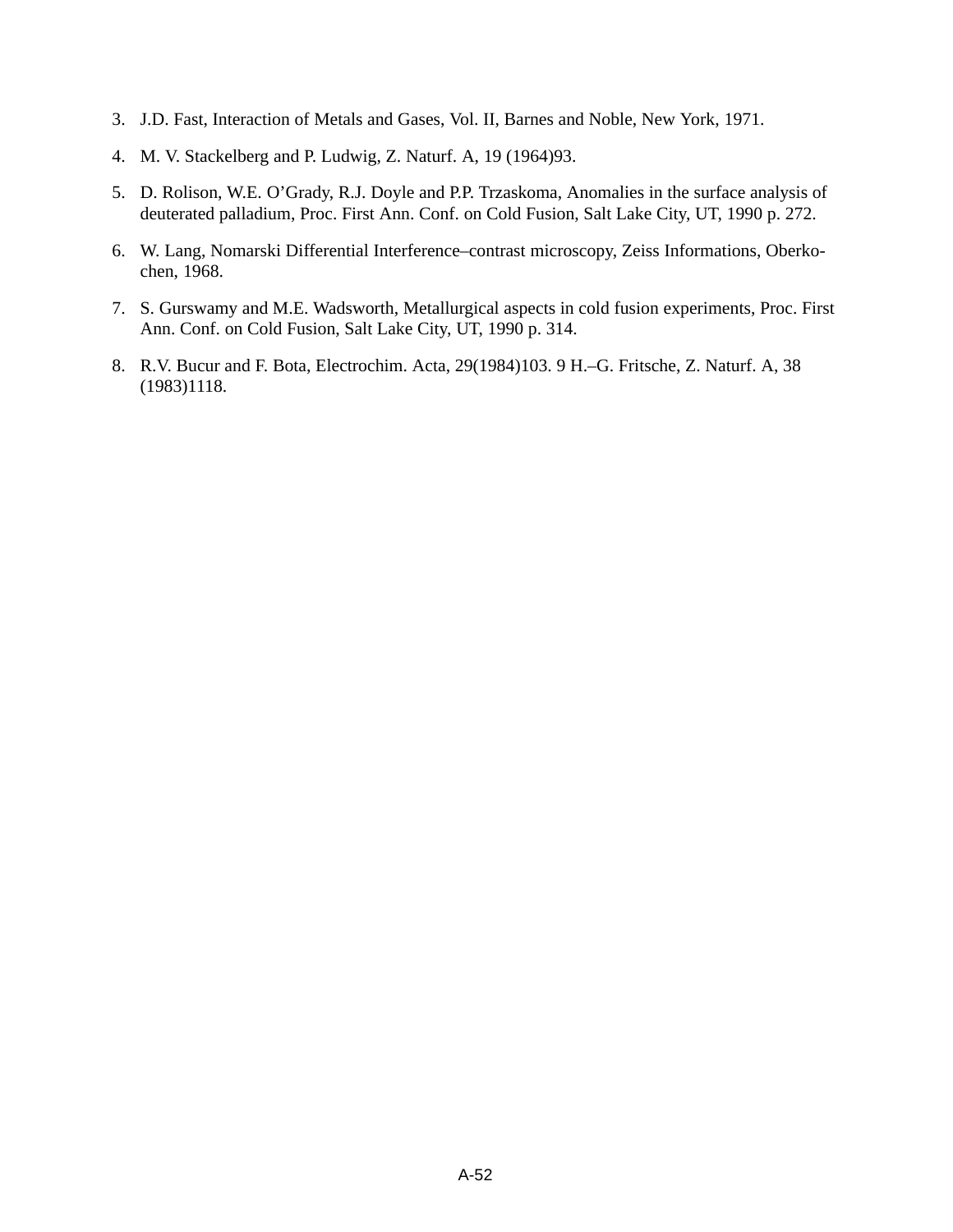3. J.D. Fast, Interaction of Metals and Gases, Vol. II, Barnes and Noble, New York, 1971.
4. M. V. Stackelberg and P. Ludwig, Z. Naturf. A, 19 (1964)93.
5. D. Rolison, W.E. O'Grady, R.J. Doyle and P.P. Trzaskoma, Anomalies in the surface analysis of deuterated palladium, Proc. First Ann. Conf. on Cold Fusion, Salt Lake City, UT, 1990 p. 272.
6. W. Lang, Nomarski Differential Interference–contrast microscopy, Zeiss Informations, Oberkochen, 1968.
7. S. Gurswamy and M.E. Wadsworth, Metallurgical aspects in cold fusion experiments, Proc. First Ann. Conf. on Cold Fusion, Salt Lake City, UT, 1990 p. 314.
8. R.V. Bucur and F. Bota, Electrochim. Acta, 29(1984)103. 9 H.–G. Fritsche, Z. Naturf. A, 38 (1983)1118.